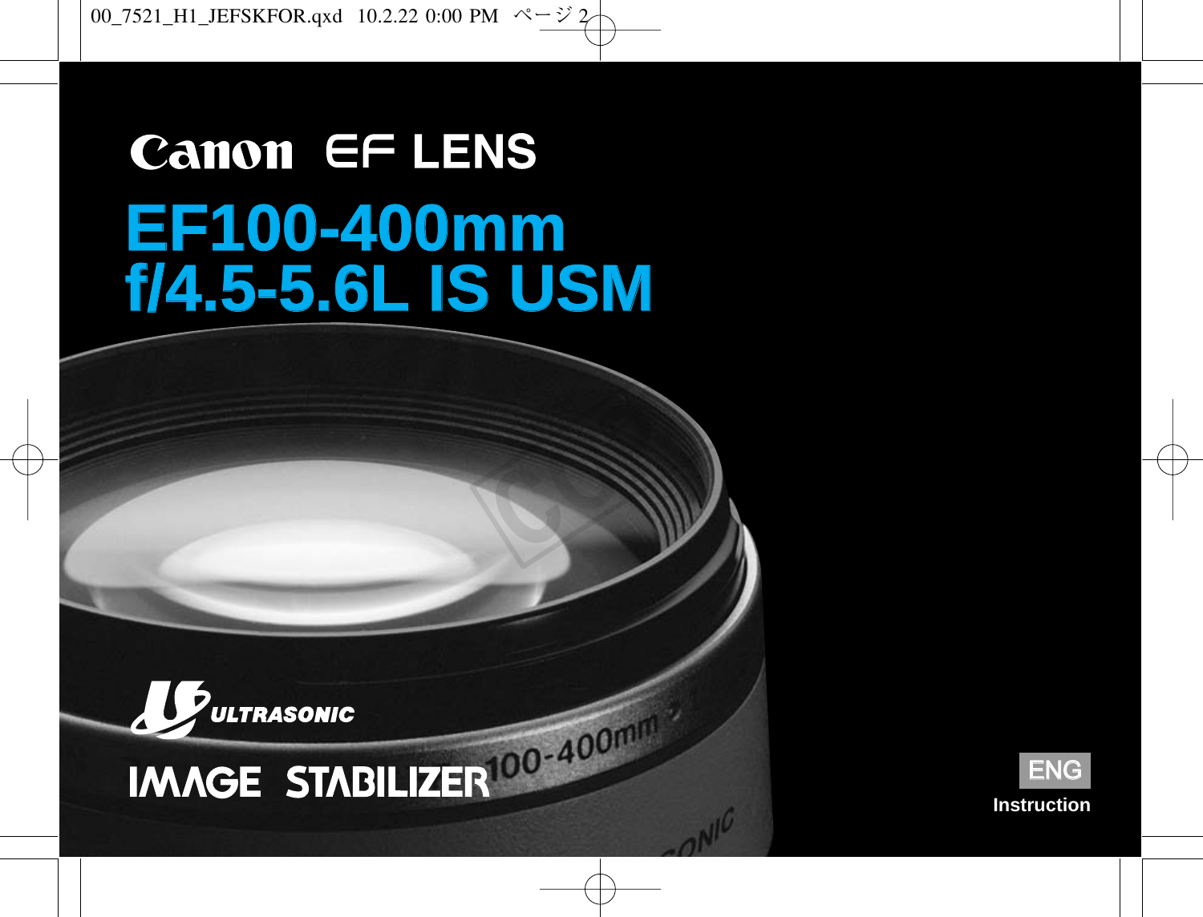# Canon EF LENS

# EF100-400mm f/4.5-5.6L IS USM

ULTRASONIC

IMAGE STABILIZER

ENG

Instruction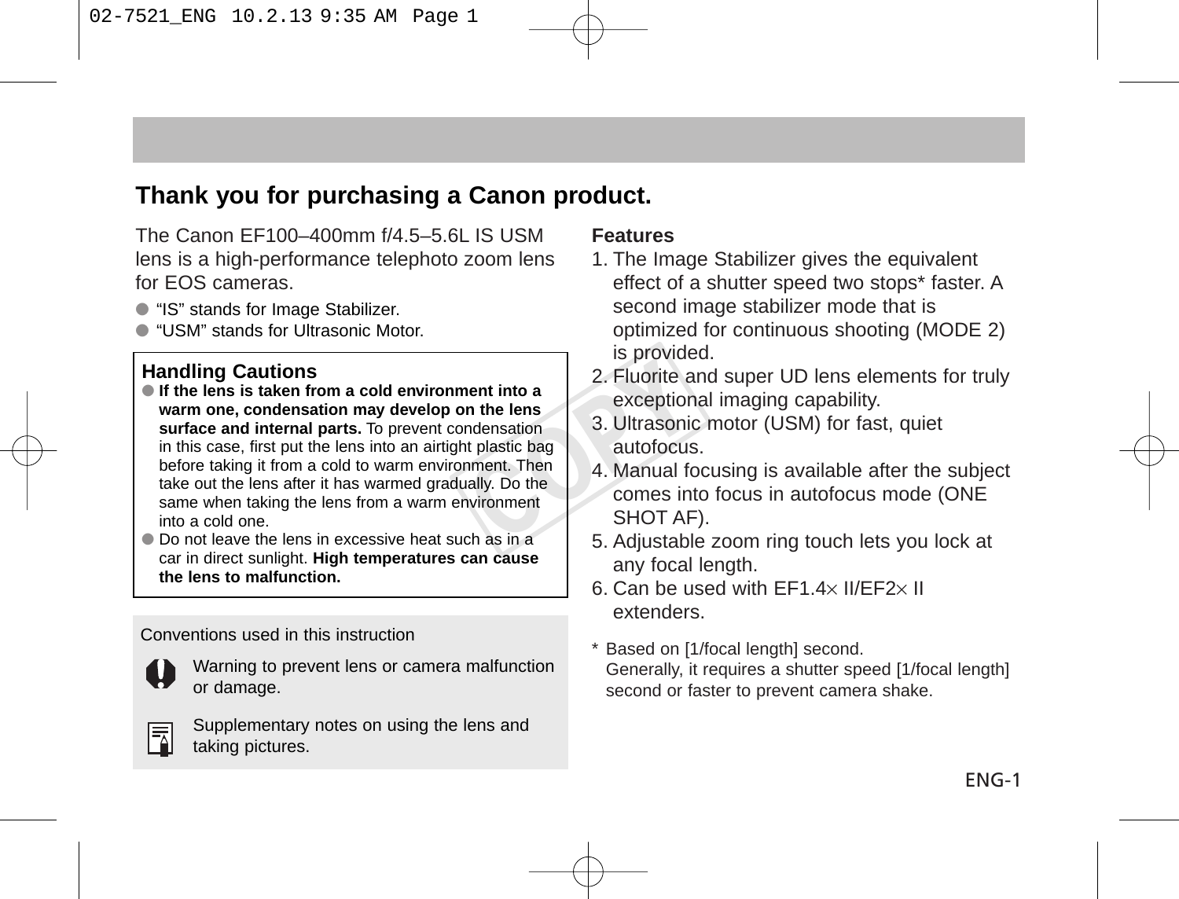# Thank you for purchasing a Canon product.

The Canon EF100–400mm f/4.5–5.6L IS USM lens is a high-performance telephoto zoom lens for EOS cameras.

- "IS" stands for Image Stabilizer.
- "USM" stands for Ultrasonic Motor.

## Handling Cautions

- **If the lens is taken from a cold environment into a warm one, condensation may develop on the lens surface and internal parts.** To prevent condensation in this case, first put the lens into an airtight plastic bag before taking it from a cold to warm environment. Then take out the lens after it has warmed gradually. Do the same when taking the lens from a warm environment into a cold one.
- Do not leave the lens in excessive heat such as in a car in direct sunlight. **High temperatures can cause the lens to malfunction.**

Conventions used in this instruction

Warning to prevent lens or camera malfunction or damage.

Supplementary notes on using the lens and taking pictures.

## Features

1. The Image Stabilizer gives the equivalent effect of a shutter speed two stops* faster. A second image stabilizer mode that is optimized for continuous shooting (MODE 2) is provided.
2. Fluorite and super UD lens elements for truly exceptional imaging capability.
3. Ultrasonic motor (USM) for fast, quiet autofocus.
4. Manual focusing is available after the subject comes into focus in autofocus mode (ONE SHOT AF).
5. Adjustable zoom ring touch lets you lock at any focal length.
6. Can be used with EF1.4× II/EF2× II extenders.

* Based on [1/focal length] second.
  Generally, it requires a shutter speed [1/focal length] second or faster to prevent camera shake.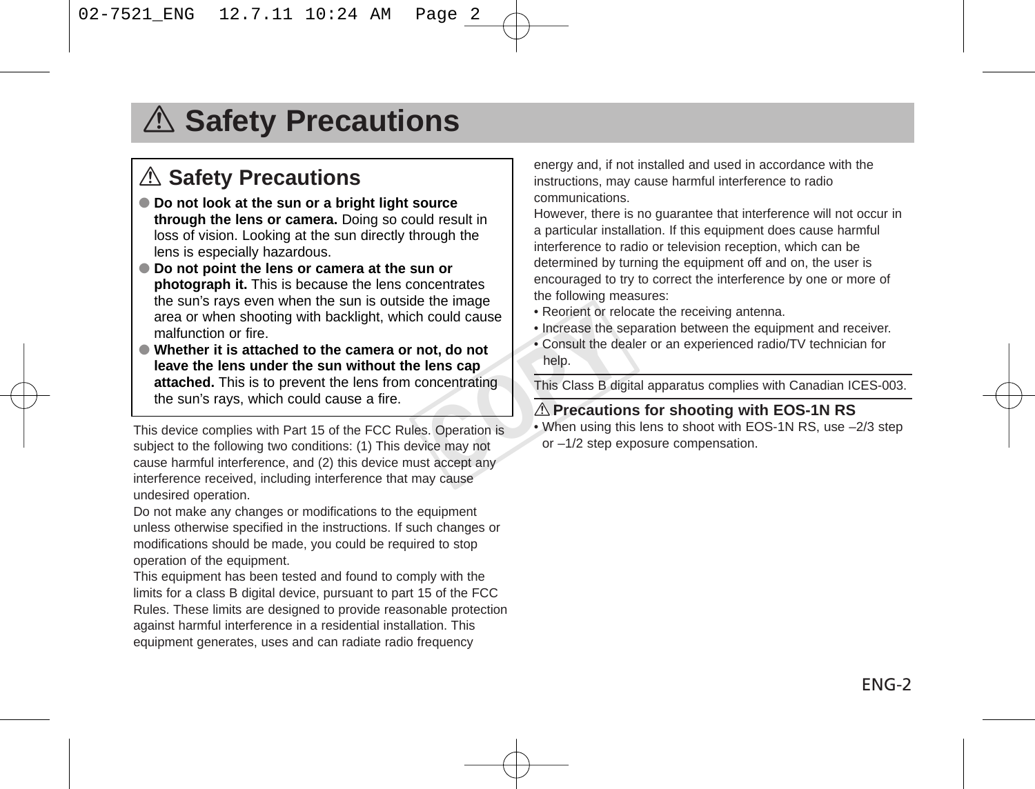# ⚠ Safety Precautions

## ⚠ Safety Precautions

- **Do not look at the sun or a bright light source through the lens or camera.** Doing so could result in loss of vision. Looking at the sun directly through the lens is especially hazardous.
- **Do not point the lens or camera at the sun or photograph it.** This is because the lens concentrates the sun's rays even when the sun is outside the image area or when shooting with backlight, which could cause malfunction or fire.
- **Whether it is attached to the camera or not, do not leave the lens under the sun without the lens cap attached.** This is to prevent the lens from concentrating the sun's rays, which could cause a fire.

This device complies with Part 15 of the FCC Rules. Operation is subject to the following two conditions: (1) This device may not cause harmful interference, and (2) this device must accept any interference received, including interference that may cause undesired operation.

Do not make any changes or modifications to the equipment unless otherwise specified in the instructions. If such changes or modifications should be made, you could be required to stop operation of the equipment.

This equipment has been tested and found to comply with the limits for a class B digital device, pursuant to part 15 of the FCC Rules. These limits are designed to provide reasonable protection against harmful interference in a residential installation. This equipment generates, uses and can radiate radio frequency energy and, if not installed and used in accordance with the instructions, may cause harmful interference to radio communications.

However, there is no guarantee that interference will not occur in a particular installation. If this equipment does cause harmful interference to radio or television reception, which can be determined by turning the equipment off and on, the user is encouraged to try to correct the interference by one or more of the following measures:

- Reorient or relocate the receiving antenna.
- Increase the separation between the equipment and receiver.
- Consult the dealer or an experienced radio/TV technician for help.

This Class B digital apparatus complies with Canadian ICES-003.

### ⚠ Precautions for shooting with EOS-1N RS

- When using this lens to shoot with EOS-1N RS, use –2/3 step or –1/2 step exposure compensation.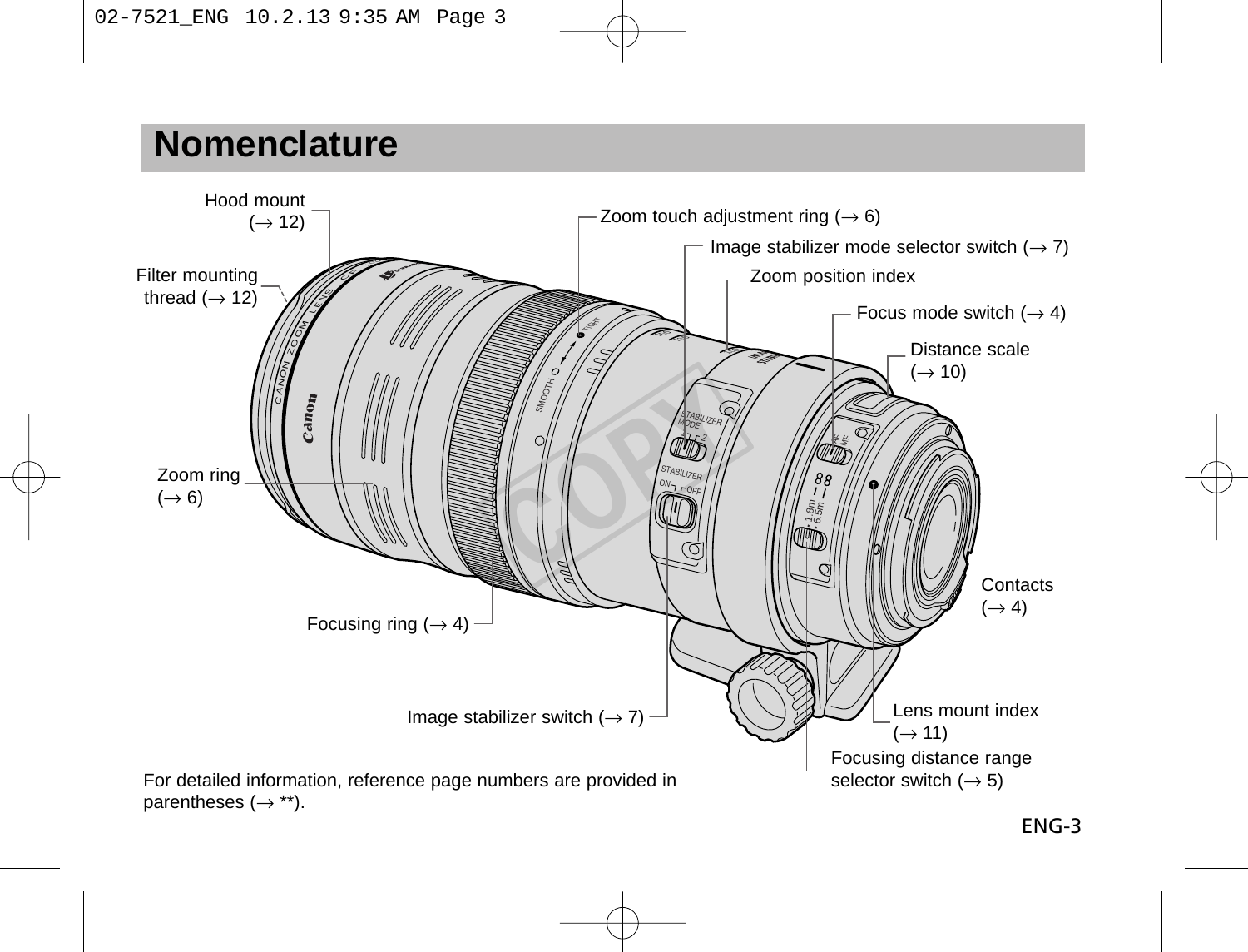# Nomenclature

Hood mount (→ 12)

Filter mounting thread (→ 12)

Zoom touch adjustment ring (→ 6)

Image stabilizer mode selector switch (→ 7)

Zoom position index

Focus mode switch (→ 4)

Distance scale (→ 10)

Zoom ring (→ 6)

Contacts (→ 4)

Focusing ring (→ 4)

Image stabilizer switch (→ 7)

Lens mount index (→ 11)

Focusing distance range selector switch (→ 5)

For detailed information, reference page numbers are provided in parentheses (→ **).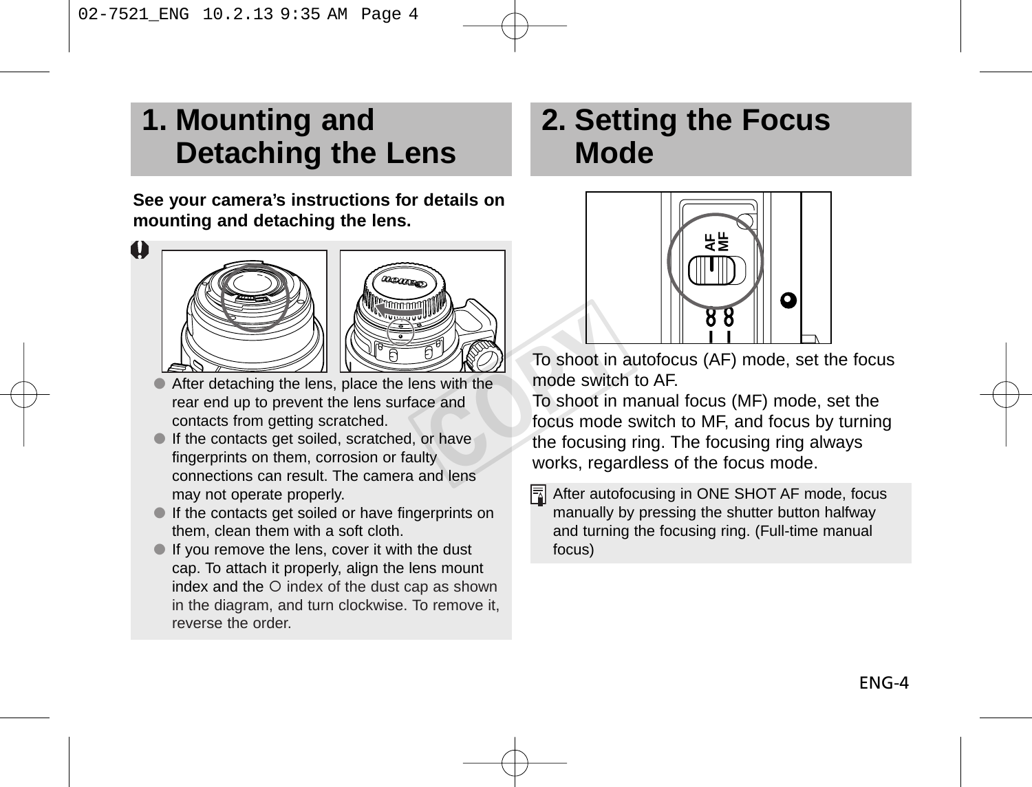# 1. Mounting and Detaching the Lens

**See your camera's instructions for details on mounting and detaching the lens.**

- After detaching the lens, place the lens with the rear end up to prevent the lens surface and contacts from getting scratched.
- If the contacts get soiled, scratched, or have fingerprints on them, corrosion or faulty connections can result. The camera and lens may not operate properly.
- If the contacts get soiled or have fingerprints on them, clean them with a soft cloth.
- If you remove the lens, cover it with the dust cap. To attach it properly, align the lens mount index and the ○ index of the dust cap as shown in the diagram, and turn clockwise. To remove it, reverse the order.

# 2. Setting the Focus Mode

To shoot in autofocus (AF) mode, set the focus mode switch to AF.
To shoot in manual focus (MF) mode, set the focus mode switch to MF, and focus by turning the focusing ring. The focusing ring always works, regardless of the focus mode.

After autofocusing in ONE SHOT AF mode, focus manually by pressing the shutter button halfway and turning the focusing ring. (Full-time manual focus)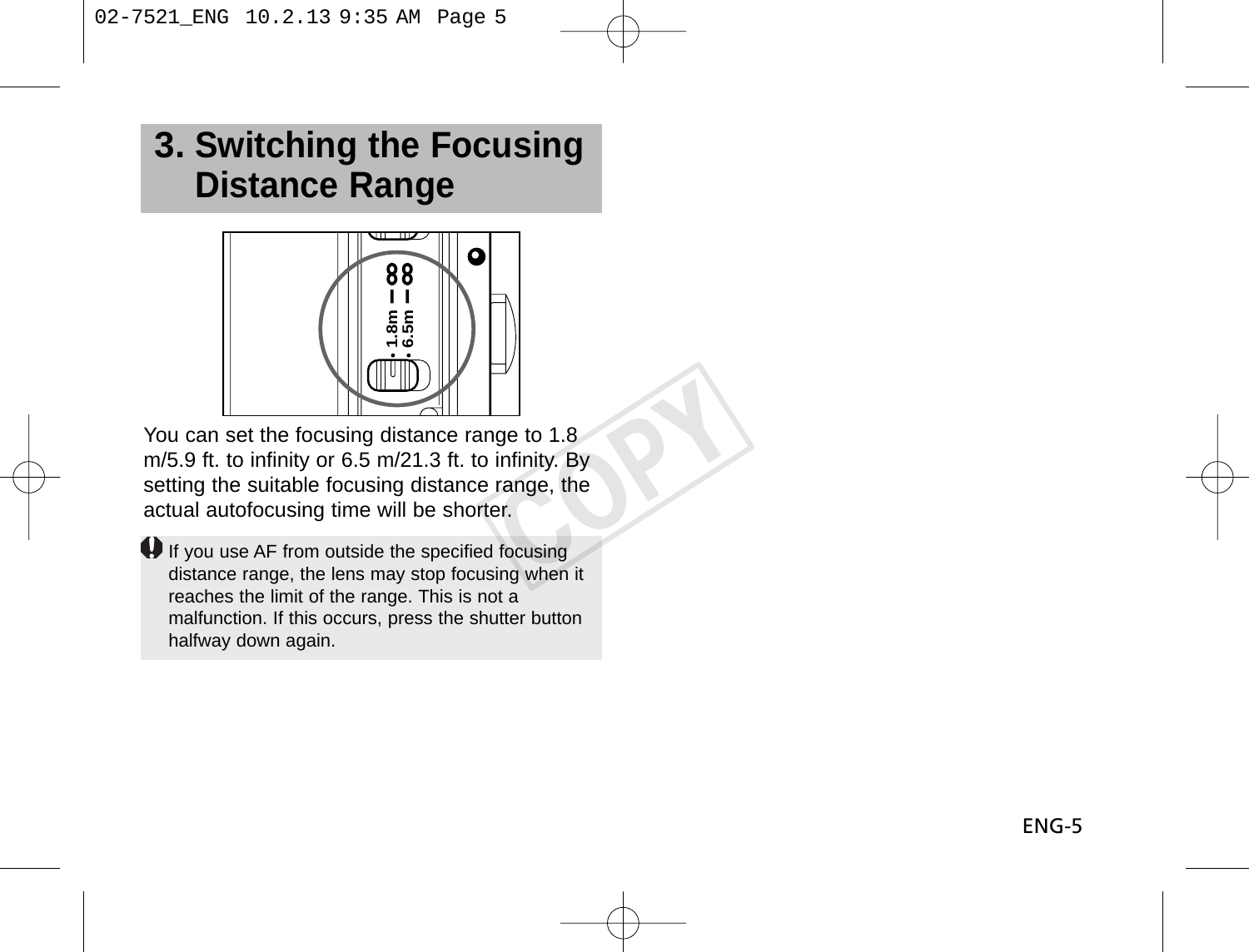# 3. Switching the Focusing Distance Range

You can set the focusing distance range to 1.8 m/5.9 ft. to infinity or 6.5 m/21.3 ft. to infinity. By setting the suitable focusing distance range, the actual autofocusing time will be shorter.

If you use AF from outside the specified focusing distance range, the lens may stop focusing when it reaches the limit of the range. This is not a malfunction. If this occurs, press the shutter button halfway down again.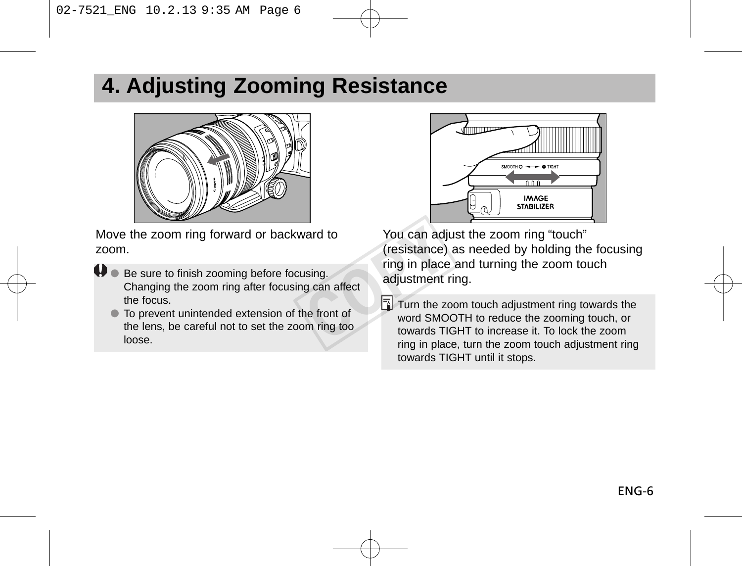# 4. Adjusting Zooming Resistance

Move the zoom ring forward or backward to zoom.

- Be sure to finish zooming before focusing. Changing the zoom ring after focusing can affect the focus.
- To prevent unintended extension of the front of the lens, be careful not to set the zoom ring too loose.

You can adjust the zoom ring "touch" (resistance) as needed by holding the focusing ring in place and turning the zoom touch adjustment ring.

Turn the zoom touch adjustment ring towards the word SMOOTH to reduce the zooming touch, or towards TIGHT to increase it. To lock the zoom ring in place, turn the zoom touch adjustment ring towards TIGHT until it stops.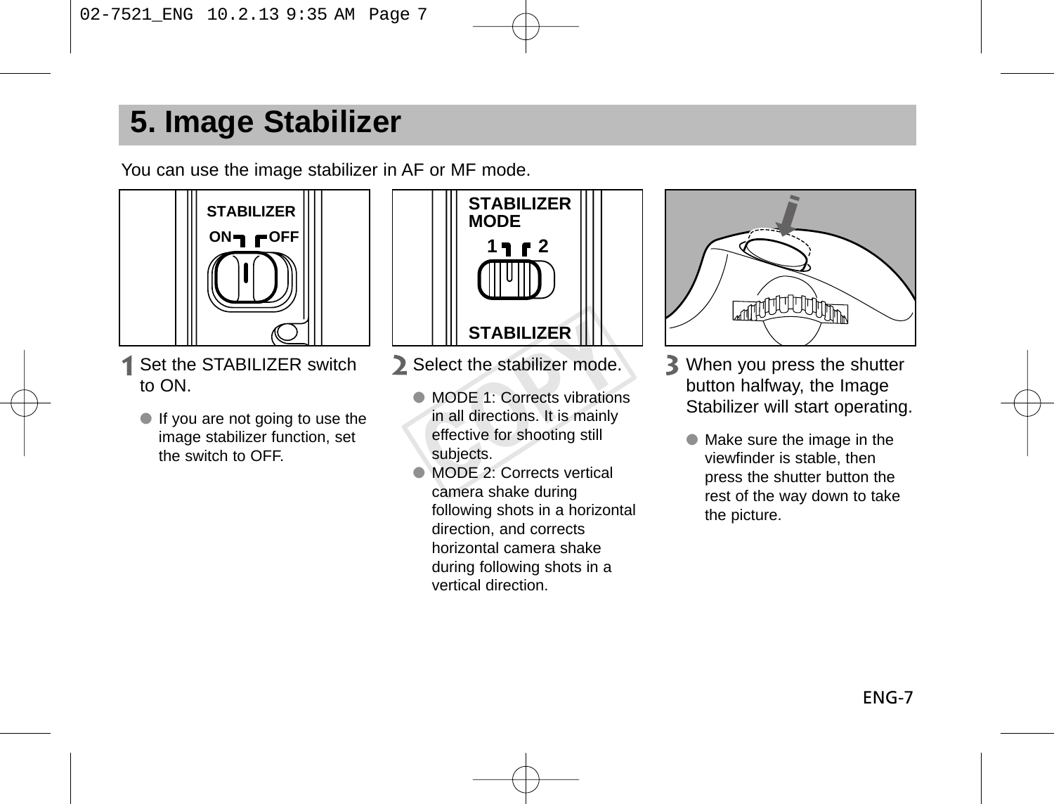# 5. Image Stabilizer

You can use the image stabilizer in AF or MF mode.

1. Set the STABILIZER switch to ON.
   - If you are not going to use the image stabilizer function, set the switch to OFF.

2. Select the stabilizer mode.
   - MODE 1: Corrects vibrations in all directions. It is mainly effective for shooting still subjects.
   - MODE 2: Corrects vertical camera shake during following shots in a horizontal direction, and corrects horizontal camera shake during following shots in a vertical direction.

3. When you press the shutter button halfway, the Image Stabilizer will start operating.
   - Make sure the image in the viewfinder is stable, then press the shutter button the rest of the way down to take the picture.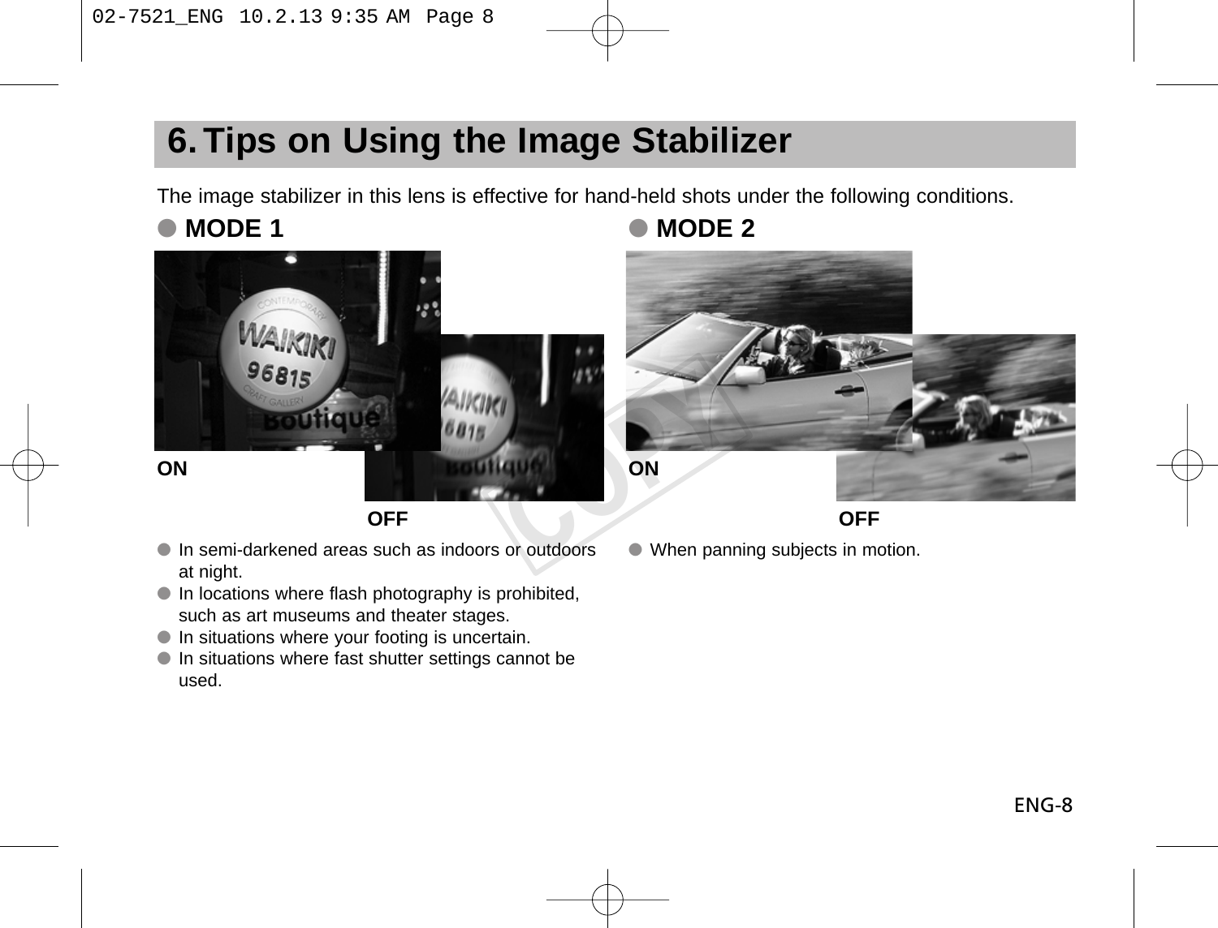## 6. Tips on Using the Image Stabilizer

The image stabilizer in this lens is effective for hand-held shots under the following conditions.

### ● MODE 1

ON

OFF

- In semi-darkened areas such as indoors or outdoors at night.
- In locations where flash photography is prohibited, such as art museums and theater stages.
- In situations where your footing is uncertain.
- In situations where fast shutter settings cannot be used.

### ● MODE 2

ON

OFF

- When panning subjects in motion.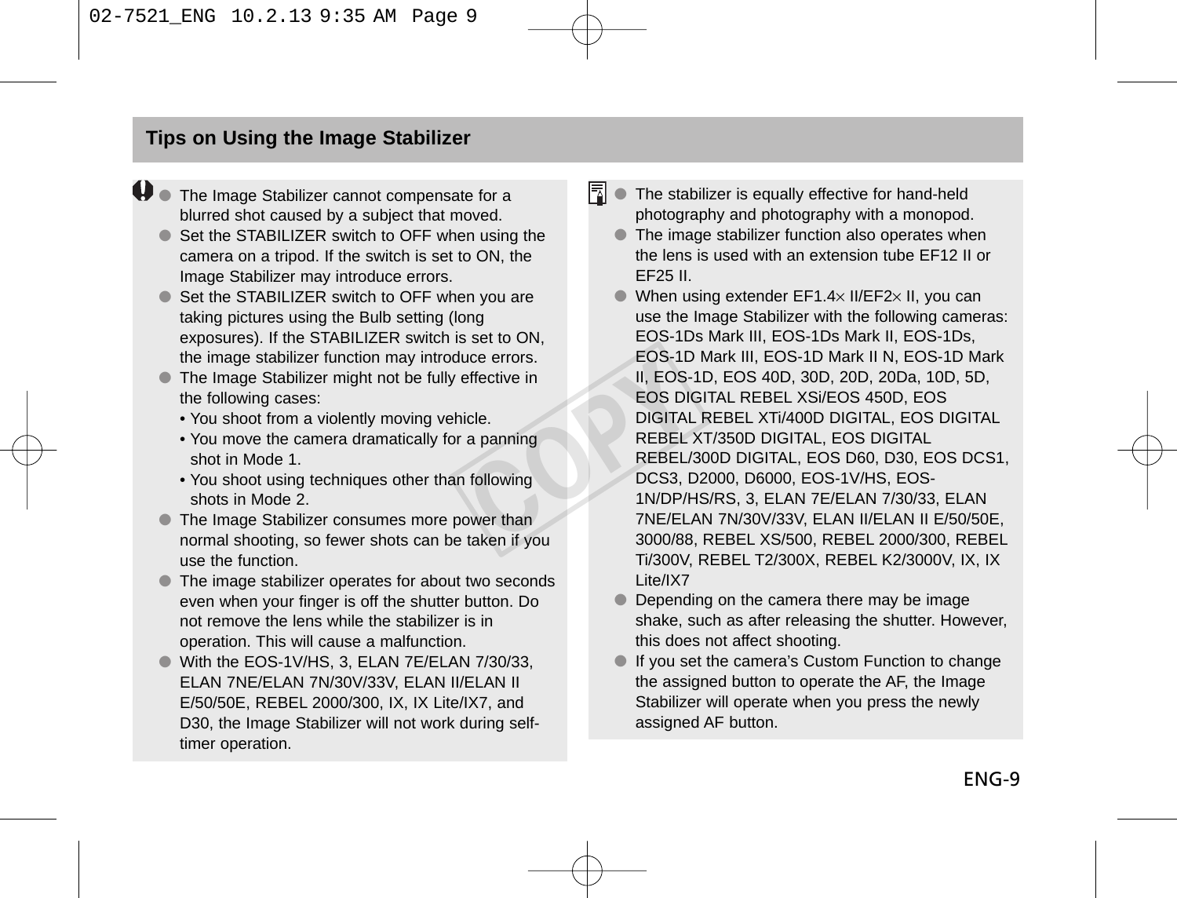## Tips on Using the Image Stabilizer

- The Image Stabilizer cannot compensate for a blurred shot caused by a subject that moved.
- Set the STABILIZER switch to OFF when using the camera on a tripod. If the switch is set to ON, the Image Stabilizer may introduce errors.
- Set the STABILIZER switch to OFF when you are taking pictures using the Bulb setting (long exposures). If the STABILIZER switch is set to ON, the image stabilizer function may introduce errors.
- The Image Stabilizer might not be fully effective in the following cases:
  - You shoot from a violently moving vehicle.
  - You move the camera dramatically for a panning shot in Mode 1.
  - You shoot using techniques other than following shots in Mode 2.
- The Image Stabilizer consumes more power than normal shooting, so fewer shots can be taken if you use the function.
- The image stabilizer operates for about two seconds even when your finger is off the shutter button. Do not remove the lens while the stabilizer is in operation. This will cause a malfunction.
- With the EOS-1V/HS, 3, ELAN 7E/ELAN 7/30/33, ELAN 7NE/ELAN 7N/30V/33V, ELAN II/ELAN II E/50/50E, REBEL 2000/300, IX, IX Lite/IX7, and D30, the Image Stabilizer will not work during self-timer operation.

- The stabilizer is equally effective for hand-held photography and photography with a monopod.
- The image stabilizer function also operates when the lens is used with an extension tube EF12 II or EF25 II.
- When using extender EF1.4× II/EF2× II, you can use the Image Stabilizer with the following cameras: EOS-1Ds Mark III, EOS-1Ds Mark II, EOS-1Ds, EOS-1D Mark III, EOS-1D Mark II N, EOS-1D Mark II, EOS-1D, EOS 40D, 30D, 20D, 20Da, 10D, 5D, EOS DIGITAL REBEL XSi/EOS 450D, EOS DIGITAL REBEL XTi/400D DIGITAL, EOS DIGITAL REBEL XT/350D DIGITAL, EOS DIGITAL REBEL/300D DIGITAL, EOS D60, D30, EOS DCS1, DCS3, D2000, D6000, EOS-1V/HS, EOS-1N/DP/HS/RS, 3, ELAN 7E/ELAN 7/30/33, ELAN 7NE/ELAN 7N/30V/33V, ELAN II/ELAN II E/50/50E, 3000/88, REBEL XS/500, REBEL 2000/300, REBEL Ti/300V, REBEL T2/300X, REBEL K2/3000V, IX, IX Lite/IX7
- Depending on the camera there may be image shake, such as after releasing the shutter. However, this does not affect shooting.
- If you set the camera's Custom Function to change the assigned button to operate the AF, the Image Stabilizer will operate when you press the newly assigned AF button.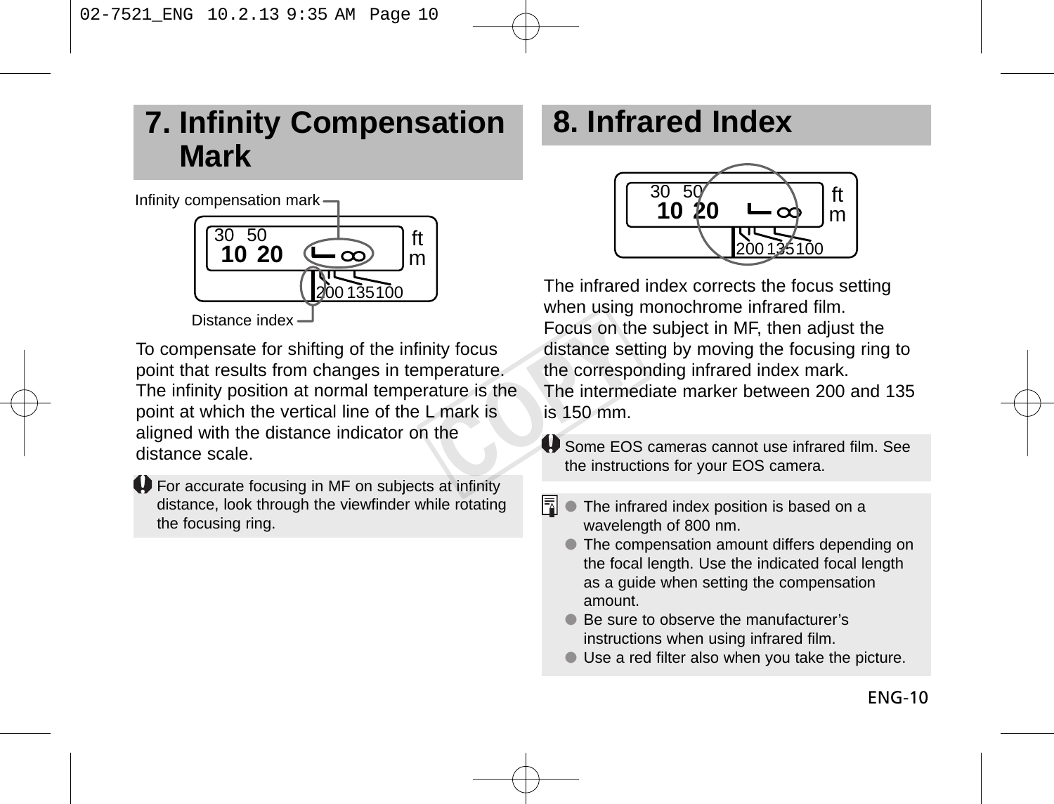## 7. Infinity Compensation Mark

Infinity compensation mark

Distance index

To compensate for shifting of the infinity focus point that results from changes in temperature. The infinity position at normal temperature is the point at which the vertical line of the L mark is aligned with the distance indicator on the distance scale.

For accurate focusing in MF on subjects at infinity distance, look through the viewfinder while rotating the focusing ring.

## 8. Infrared Index

The infrared index corrects the focus setting when using monochrome infrared film.
Focus on the subject in MF, then adjust the distance setting by moving the focusing ring to the corresponding infrared index mark.
The intermediate marker between 200 and 135 is 150 mm.

Some EOS cameras cannot use infrared film. See the instructions for your EOS camera.

- The infrared index position is based on a wavelength of 800 nm.
- The compensation amount differs depending on the focal length. Use the indicated focal length as a guide when setting the compensation amount.
- Be sure to observe the manufacturer's instructions when using infrared film.
- Use a red filter also when you take the picture.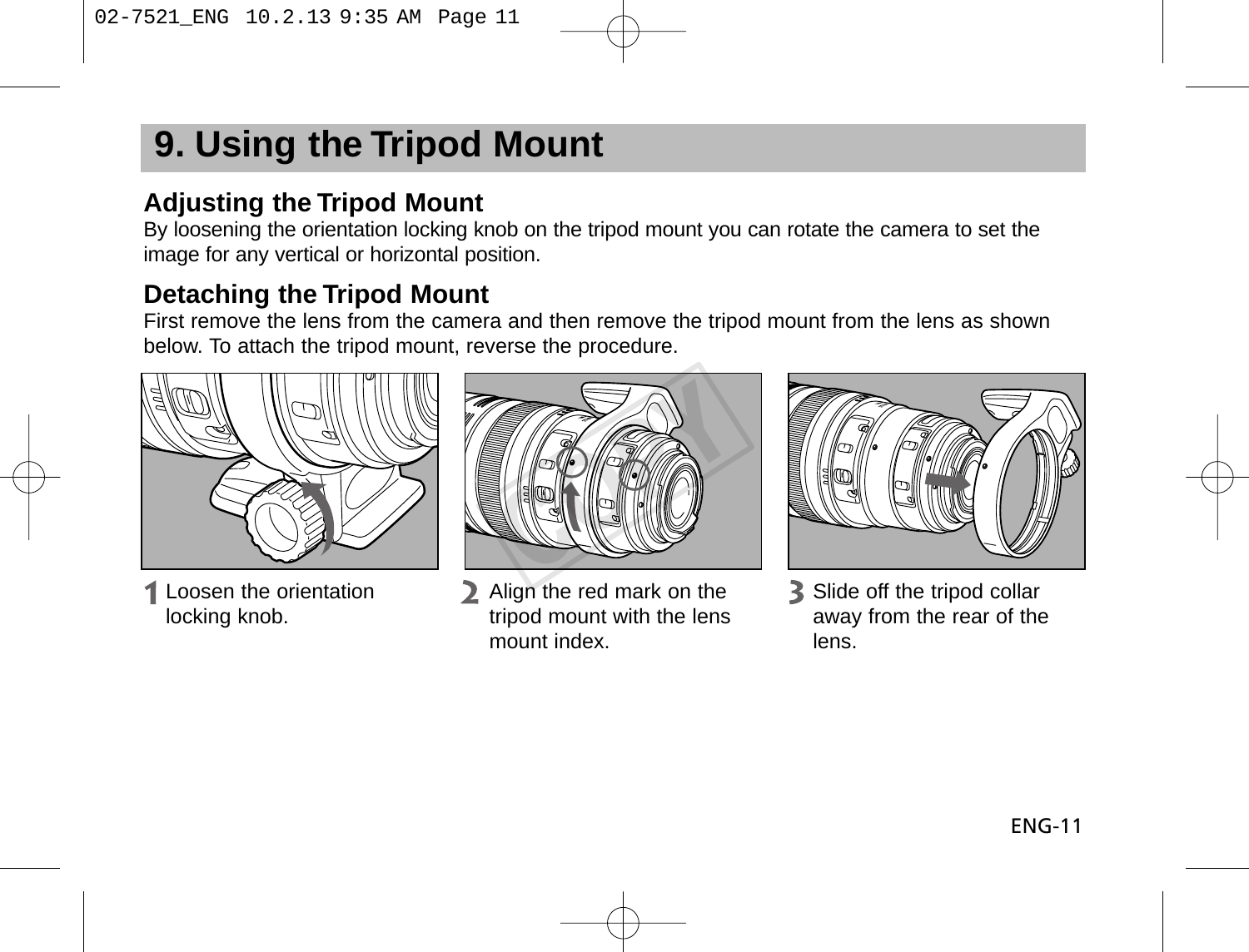# 9. Using the Tripod Mount

## Adjusting the Tripod Mount

By loosening the orientation locking knob on the tripod mount you can rotate the camera to set the image for any vertical or horizontal position.

## Detaching the Tripod Mount

First remove the lens from the camera and then remove the tripod mount from the lens as shown below. To attach the tripod mount, reverse the procedure.

1. Loosen the orientation locking knob.
2. Align the red mark on the tripod mount with the lens mount index.
3. Slide off the tripod collar away from the rear of the lens.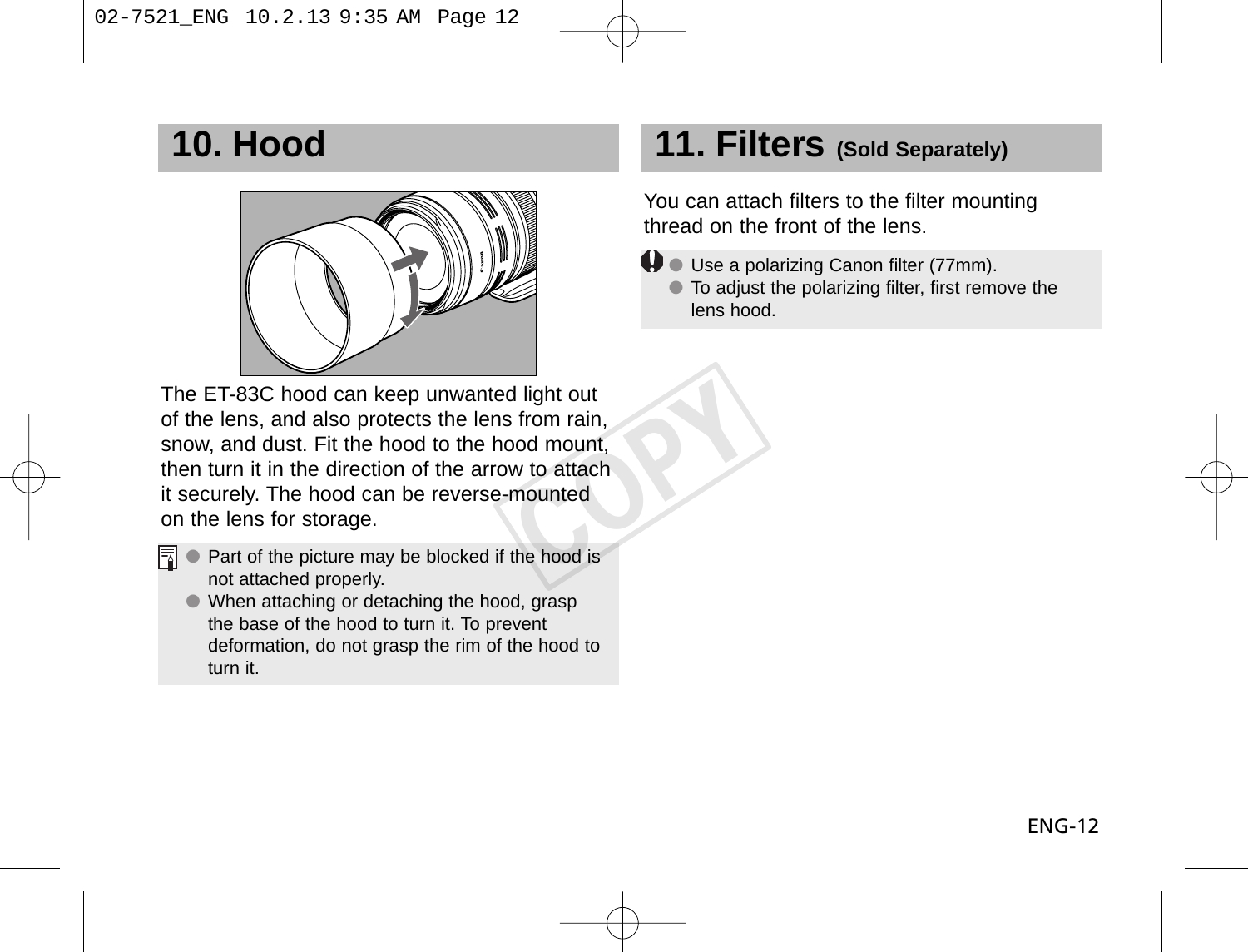## 10. Hood

The ET-83C hood can keep unwanted light out of the lens, and also protects the lens from rain, snow, and dust. Fit the hood to the hood mount, then turn it in the direction of the arrow to attach it securely. The hood can be reverse-mounted on the lens for storage.

- Part of the picture may be blocked if the hood is not attached properly.
- When attaching or detaching the hood, grasp the base of the hood to turn it. To prevent deformation, do not grasp the rim of the hood to turn it.

## 11. Filters (Sold Separately)

You can attach filters to the filter mounting thread on the front of the lens.

- Use a polarizing Canon filter (77mm).
- To adjust the polarizing filter, first remove the lens hood.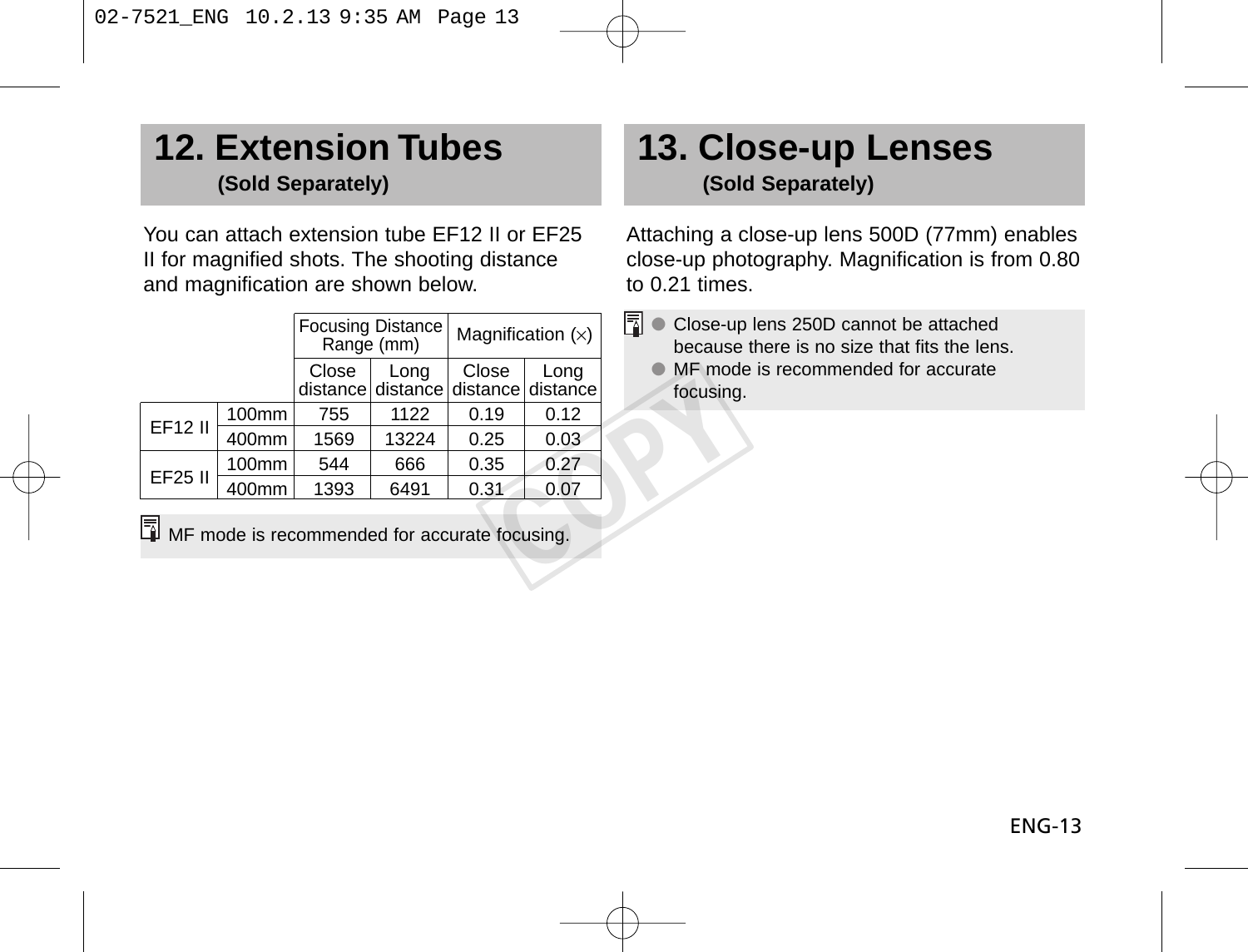## 12. Extension Tubes

**(Sold Separately)**

You can attach extension tube EF12 II or EF25 II for magnified shots. The shooting distance and magnification are shown below.

| | | Focusing Distance Range (mm) | | Magnification (×) | |
|---|---|---|---|---|---|
| | | Close distance | Long distance | Close distance | Long distance |
| EF12 II | 100mm | 755 | 1122 | 0.19 | 0.12 |
| | 400mm | 1569 | 13224 | 0.25 | 0.03 |
| EF25 II | 100mm | 544 | 666 | 0.35 | 0.27 |
| | 400mm | 1393 | 6491 | 0.31 | 0.07 |

MF mode is recommended for accurate focusing.

## 13. Close-up Lenses

**(Sold Separately)**

Attaching a close-up lens 500D (77mm) enables close-up photography. Magnification is from 0.80 to 0.21 times.

- Close-up lens 250D cannot be attached because there is no size that fits the lens.
- MF mode is recommended for accurate focusing.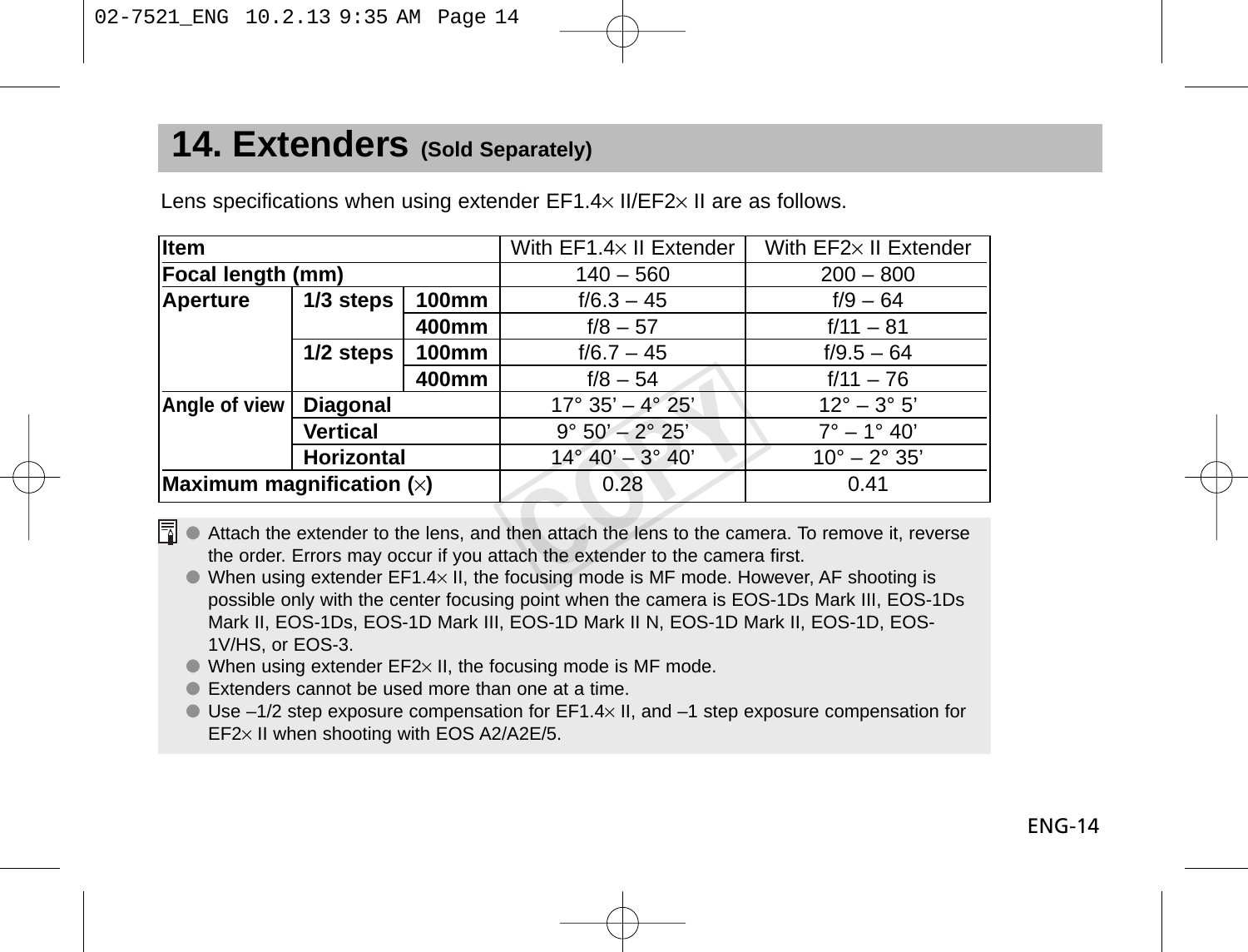## 14. Extenders (Sold Separately)

Lens specifications when using extender EF1.4× II/EF2× II are as follows.

| Item | | | With EF1.4× II Extender | With EF2× II Extender |
|---|---|---|---|---|
| **Focal length (mm)** | | | 140 – 560 | 200 – 800 |
| **Aperture** | **1/3 steps** | **100mm** | f/6.3 – 45 | f/9 – 64 |
| | | **400mm** | f/8 – 57 | f/11 – 81 |
| | **1/2 steps** | **100mm** | f/6.7 – 45 | f/9.5 – 64 |
| | | **400mm** | f/8 – 54 | f/11 – 76 |
| **Angle of view** | **Diagonal** | | 17° 35' – 4° 25' | 12° – 3° 5' |
| | **Vertical** | | 9° 50' – 2° 25' | 7° – 1° 40' |
| | **Horizontal** | | 14° 40' – 3° 40' | 10° – 2° 35' |
| **Maximum magnification (×)** | | | 0.28 | 0.41 |

- Attach the extender to the lens, and then attach the lens to the camera. To remove it, reverse the order. Errors may occur if you attach the extender to the camera first.
- When using extender EF1.4× II, the focusing mode is MF mode. However, AF shooting is possible only with the center focusing point when the camera is EOS-1Ds Mark III, EOS-1Ds Mark II, EOS-1Ds, EOS-1D Mark III, EOS-1D Mark II N, EOS-1D Mark II, EOS-1D, EOS-1V/HS, or EOS-3.
- When using extender EF2× II, the focusing mode is MF mode.
- Extenders cannot be used more than one at a time.
- Use –1/2 step exposure compensation for EF1.4× II, and –1 step exposure compensation for EF2× II when shooting with EOS A2/A2E/5.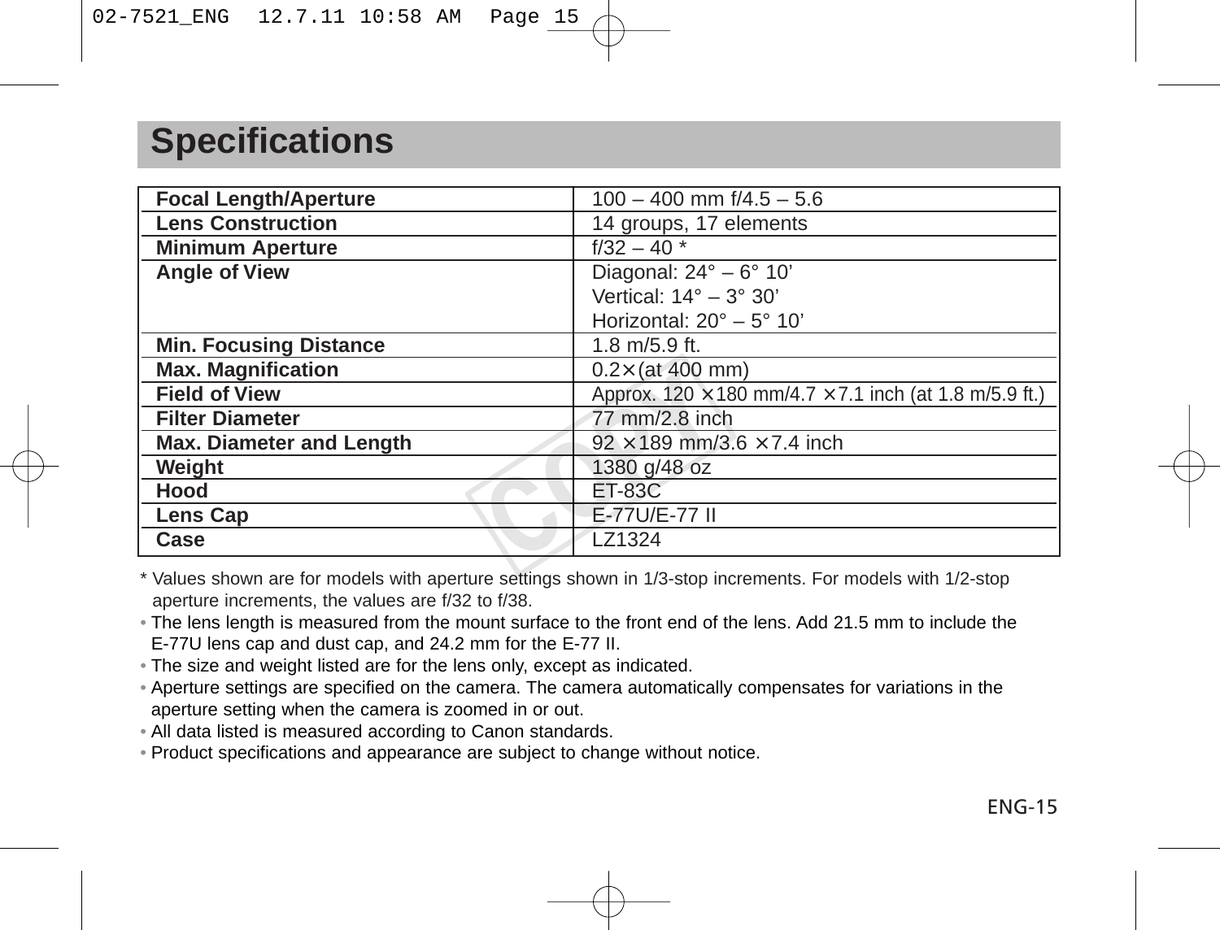# Specifications

| | |
|---|---|
| **Focal Length/Aperture** | 100 – 400 mm f/4.5 – 5.6 |
| **Lens Construction** | 14 groups, 17 elements |
| **Minimum Aperture** | f/32 – 40 * |
| **Angle of View** | Diagonal: 24° – 6° 10’<br>Vertical: 14° – 3° 30’<br>Horizontal: 20° – 5° 10’ |
| **Min. Focusing Distance** | 1.8 m/5.9 ft. |
| **Max. Magnification** | 0.2× (at 400 mm) |
| **Field of View** | Approx. 120 ×180 mm/4.7 ×7.1 inch (at 1.8 m/5.9 ft.) |
| **Filter Diameter** | 77 mm/2.8 inch |
| **Max. Diameter and Length** | 92 ×189 mm/3.6 ×7.4 inch |
| **Weight** | 1380 g/48 oz |
| **Hood** | ET-83C |
| **Lens Cap** | E-77U/E-77 II |
| **Case** | LZ1324 |

* Values shown are for models with aperture settings shown in 1/3-stop increments. For models with 1/2-stop aperture increments, the values are f/32 to f/38.

- The lens length is measured from the mount surface to the front end of the lens. Add 21.5 mm to include the E-77U lens cap and dust cap, and 24.2 mm for the E-77 II.
- The size and weight listed are for the lens only, except as indicated.
- Aperture settings are specified on the camera. The camera automatically compensates for variations in the aperture setting when the camera is zoomed in or out.
- All data listed is measured according to Canon standards.
- Product specifications and appearance are subject to change without notice.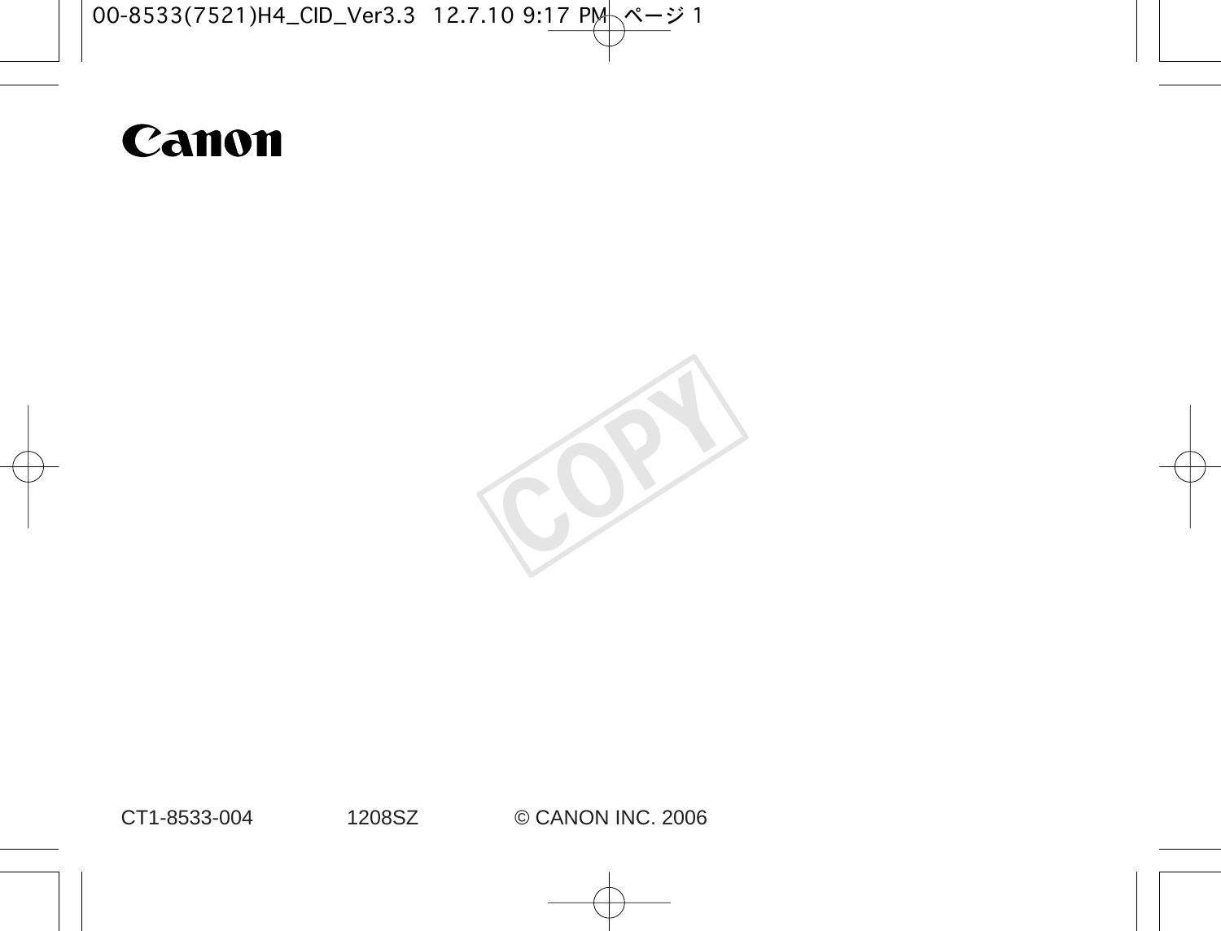Canon

CT1-8533-004 1208SZ © CANON INC. 2006